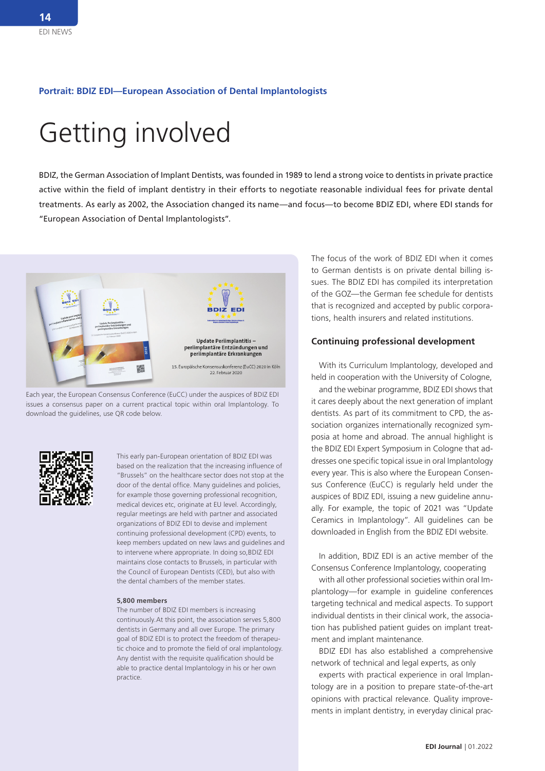**Portrait: BDIZ EDI—European Association of Dental Implantologists**

# Getting involved

BDIZ, the German Association of Implant Dentists, was founded in 1989 to lend a strong voice to dentists in private practice active within the field of implant dentistry in their efforts to negotiate reasonable individual fees for private dental treatments. As early as 2002, the Association changed its name—and focus—to become BDIZ EDI, where EDI stands for "European Association of Dental Implantologists".

Each year, the European Consensus Conference (EuCC) under the auspices of BDIZ EDI issues a consensus paper on a current practical topic within oral Implantology. To download the guidelines, use QR code below.

This early pan-European orientation of BDIZ EDI was based on the realization that the increasing influence of "Brussels" on the healthcare sector does not stop at the door of the dental office. Many guidelines and policies, for example those governing professional recognition, medical devices etc, originate at EU level. Accordingly, regular meetings are held with partner and associated organizations of BDIZ EDI to devise and implement continuing professional development (CPD) events, to keep members updated on new laws and guidelines and to intervene where appropriate. In doing so,BDIZ EDI maintains close contacts to Brussels, in particular with the Council of European Dentists (CED), but also with the dental chambers of the member states.

### 5,800 members

The number of BDIZ EDI members is increasing continuously.At this point, the association serves 5,800 dentists in Germany and all over Europe. The primary goal of BDIZ EDI is to protect the freedom of therapeutic choice and to promote the field of oral implantology. Any dentist with the requisite qualification should be able to practice dental Implantology in his or her own practice.

The focus of the work of BDIZ EDI when it comes to German dentists is on private dental billing issues. The BDIZ EDI has compiled its interpretation of the GOZ—the German fee schedule for dentists that is recognized and accepted by public corporations, health insurers and related institutions.

### Continuing professional development

With its Curriculum Implantology, developed and held in cooperation with the University of Cologne, and the webinar programme, BDIZ EDI shows that it cares deeply about the next generation of implant dentists. As part of its commitment to CPD, the association organizes internationally recognized symposia at home and abroad. The annual highlight is the BDIZ EDI Expert Symposium in Cologne that addresses one specific topical issue in oral Implantology every year. This is also where the European Consensus Conference (EuCC) is regularly held under the auspices of BDIZ EDI, issuing a new guideline annually. For example, the topic of 2021 was "Update Ceramics in Implantology". All guidelines can be downloaded in English from the BDIZ EDI website.

In addition, BDIZ EDI is an active member of the Consensus Conference Implantology, cooperating with all other professional societies within oral Implantology—for example in guideline conferences targeting technical and medical aspects. To support individual dentists in their clinical work, the association has published patient guides on implant treatment and implant maintenance.

BDIZ EDI has also established a comprehensive network of technical and legal experts, as only experts with practical experience in oral Implantology are in a position to prepare state-of-the-art opinions with practical relevance. Quality improvements in implant dentistry, in everyday clinical prac-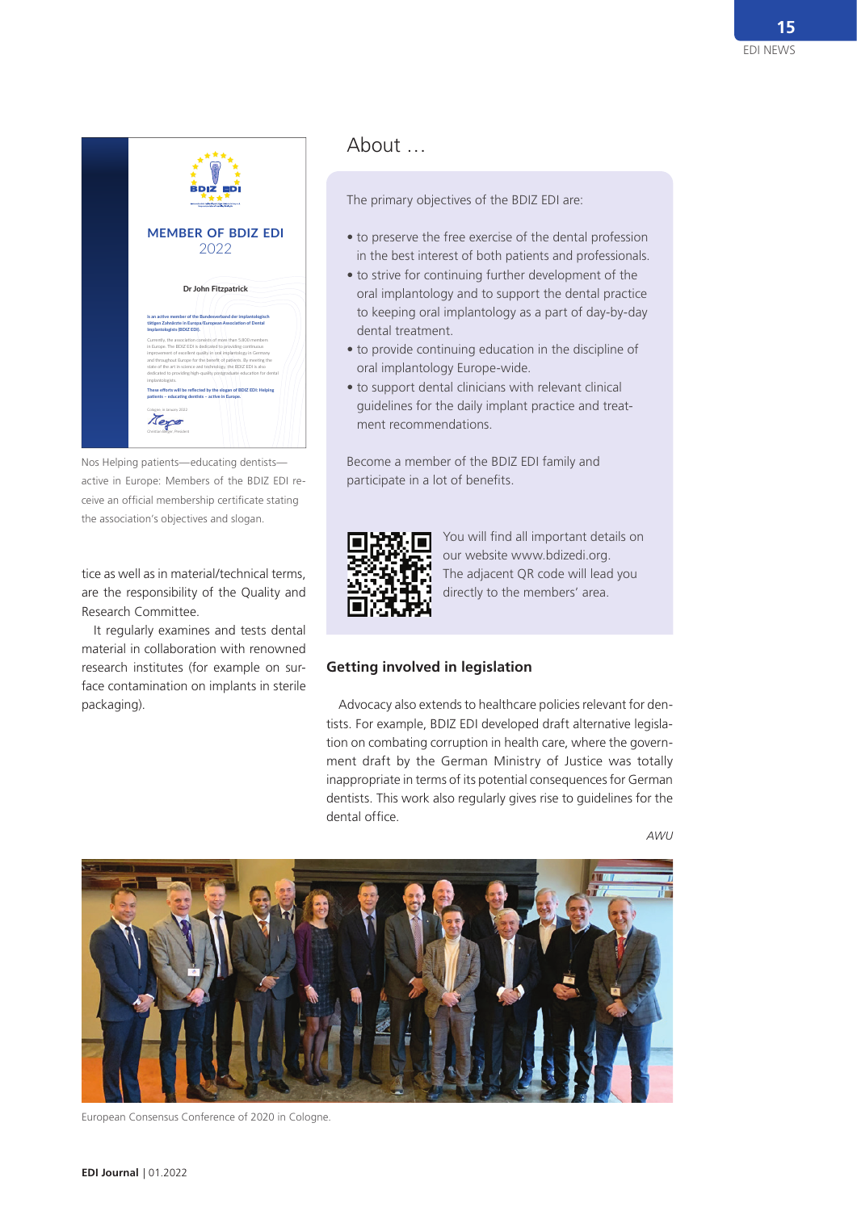Nos Helping patients—educating dentists—active in Europe: Members of the BDIZ EDI receive an official membership certificate stating the association's objectives and slogan.

tice as well as in material/technical terms, are the responsibility of the Quality and Research Committee.

It regularly examines and tests dental material in collaboration with renowned research institutes (for example on surface contamination on implants in sterile packaging).

## About …

The primary objectives of the BDIZ EDI are:

- to preserve the free exercise of the dental profession in the best interest of both patients and professionals.
- to strive for continuing further development of the oral implantology and to support the dental practice to keeping oral implantology as a part of day-by-day dental treatment.
- to provide continuing education in the discipline of oral implantology Europe-wide.
- to support dental clinicians with relevant clinical guidelines for the daily implant practice and treatment recommendations.

Become a member of the BDIZ EDI family and participate in a lot of benefits.

You will find all important details on our website www.bdizedi.org. The adjacent QR code will lead you directly to the members' area.

### Getting involved in legislation

Advocacy also extends to healthcare policies relevant for dentists. For example, BDIZ EDI developed draft alternative legislation on combating corruption in health care, where the government draft by the German Ministry of Justice was totally inappropriate in terms of its potential consequences for German dentists. This work also regularly gives rise to guidelines for the dental office.

*AWU*

European Consensus Conference of 2020 in Cologne.